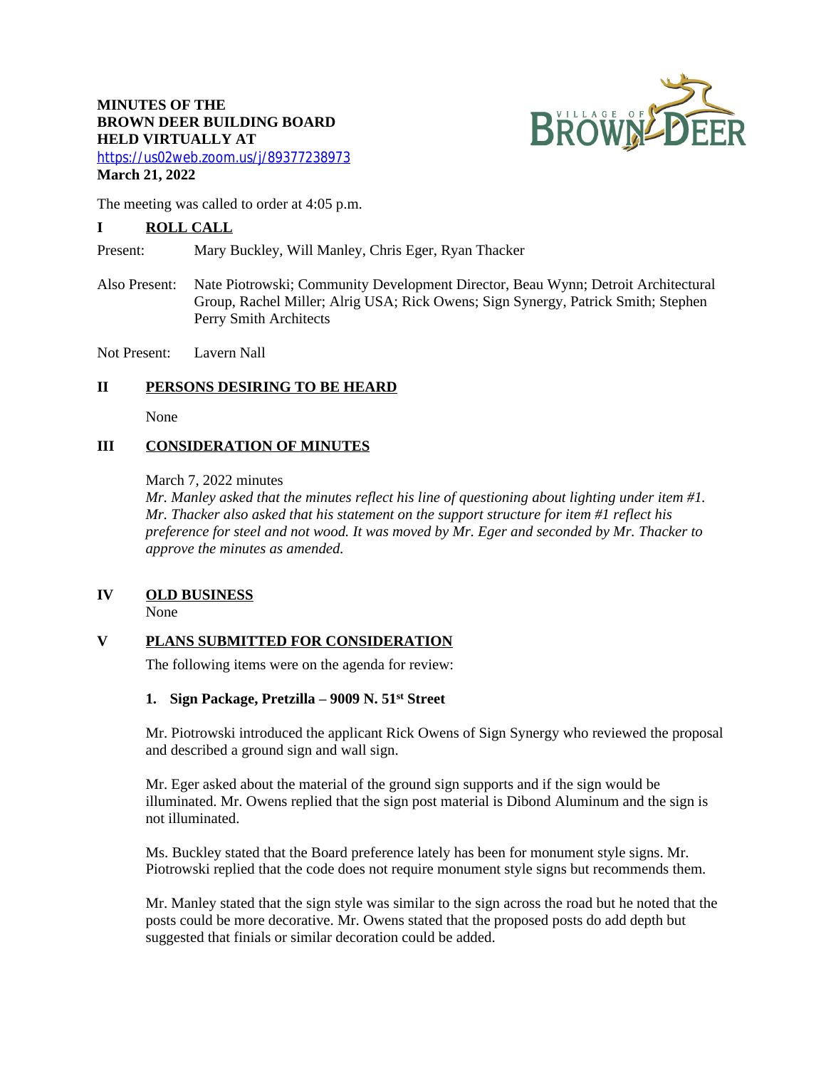**MINUTES OF THE**
**BROWN DEER BUILDING BOARD**
**HELD VIRTUALLY AT**
https://us02web.zoom.us/j/89377238973
**March 21, 2022**

The meeting was called to order at 4:05 p.m.

## I ROLL CALL

Present: Mary Buckley, Will Manley, Chris Eger, Ryan Thacker

Also Present: Nate Piotrowski; Community Development Director, Beau Wynn; Detroit Architectural Group, Rachel Miller; Alrig USA; Rick Owens; Sign Synergy, Patrick Smith; Stephen Perry Smith Architects

Not Present: Lavern Nall

## II PERSONS DESIRING TO BE HEARD

None

## III CONSIDERATION OF MINUTES

March 7, 2022 minutes

*Mr. Manley asked that the minutes reflect his line of questioning about lighting under item #1. Mr. Thacker also asked that his statement on the support structure for item #1 reflect his preference for steel and not wood. It was moved by Mr. Eger and seconded by Mr. Thacker to approve the minutes as amended.*

## IV OLD BUSINESS

None

## V PLANS SUBMITTED FOR CONSIDERATION

The following items were on the agenda for review:

### 1. Sign Package, Pretzilla – 9009 N. 51st Street

Mr. Piotrowski introduced the applicant Rick Owens of Sign Synergy who reviewed the proposal and described a ground sign and wall sign.

Mr. Eger asked about the material of the ground sign supports and if the sign would be illuminated. Mr. Owens replied that the sign post material is Dibond Aluminum and the sign is not illuminated.

Ms. Buckley stated that the Board preference lately has been for monument style signs. Mr. Piotrowski replied that the code does not require monument style signs but recommends them.

Mr. Manley stated that the sign style was similar to the sign across the road but he noted that the posts could be more decorative. Mr. Owens stated that the proposed posts do add depth but suggested that finials or similar decoration could be added.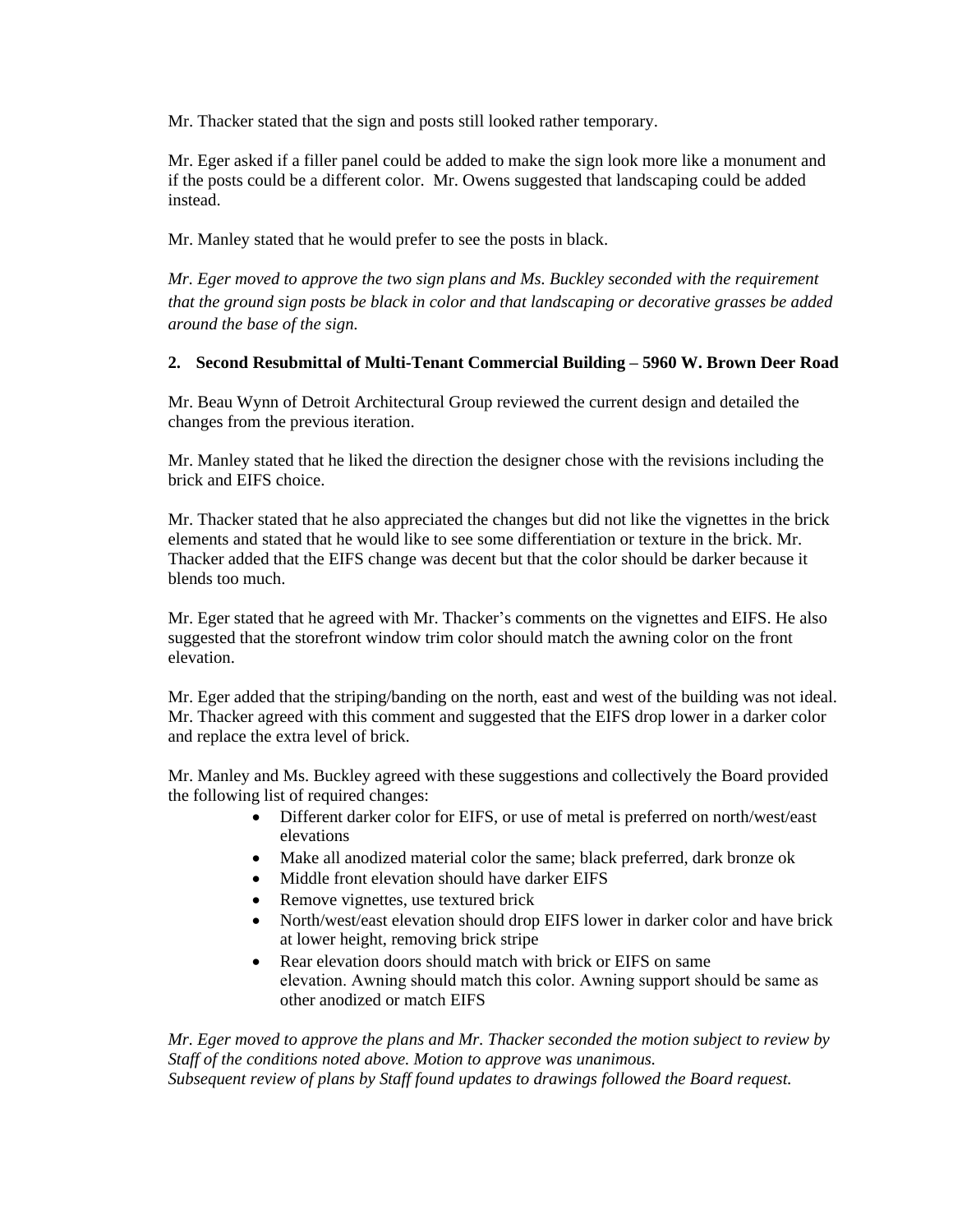Mr. Thacker stated that the sign and posts still looked rather temporary.

Mr. Eger asked if a filler panel could be added to make the sign look more like a monument and if the posts could be a different color. Mr. Owens suggested that landscaping could be added instead.

Mr. Manley stated that he would prefer to see the posts in black.

*Mr. Eger moved to approve the two sign plans and Ms. Buckley seconded with the requirement that the ground sign posts be black in color and that landscaping or decorative grasses be added around the base of the sign.*

**2. Second Resubmittal of Multi-Tenant Commercial Building – 5960 W. Brown Deer Road**

Mr. Beau Wynn of Detroit Architectural Group reviewed the current design and detailed the changes from the previous iteration.

Mr. Manley stated that he liked the direction the designer chose with the revisions including the brick and EIFS choice.

Mr. Thacker stated that he also appreciated the changes but did not like the vignettes in the brick elements and stated that he would like to see some differentiation or texture in the brick. Mr. Thacker added that the EIFS change was decent but that the color should be darker because it blends too much.

Mr. Eger stated that he agreed with Mr. Thacker's comments on the vignettes and EIFS. He also suggested that the storefront window trim color should match the awning color on the front elevation.

Mr. Eger added that the striping/banding on the north, east and west of the building was not ideal. Mr. Thacker agreed with this comment and suggested that the EIFS drop lower in a darker color and replace the extra level of brick.

Mr. Manley and Ms. Buckley agreed with these suggestions and collectively the Board provided the following list of required changes:

- Different darker color for EIFS, or use of metal is preferred on north/west/east elevations
- Make all anodized material color the same; black preferred, dark bronze ok
- Middle front elevation should have darker EIFS
- Remove vignettes, use textured brick
- North/west/east elevation should drop EIFS lower in darker color and have brick at lower height, removing brick stripe
- Rear elevation doors should match with brick or EIFS on same elevation. Awning should match this color. Awning support should be same as other anodized or match EIFS

*Mr. Eger moved to approve the plans and Mr. Thacker seconded the motion subject to review by Staff of the conditions noted above. Motion to approve was unanimous.*
*Subsequent review of plans by Staff found updates to drawings followed the Board request.*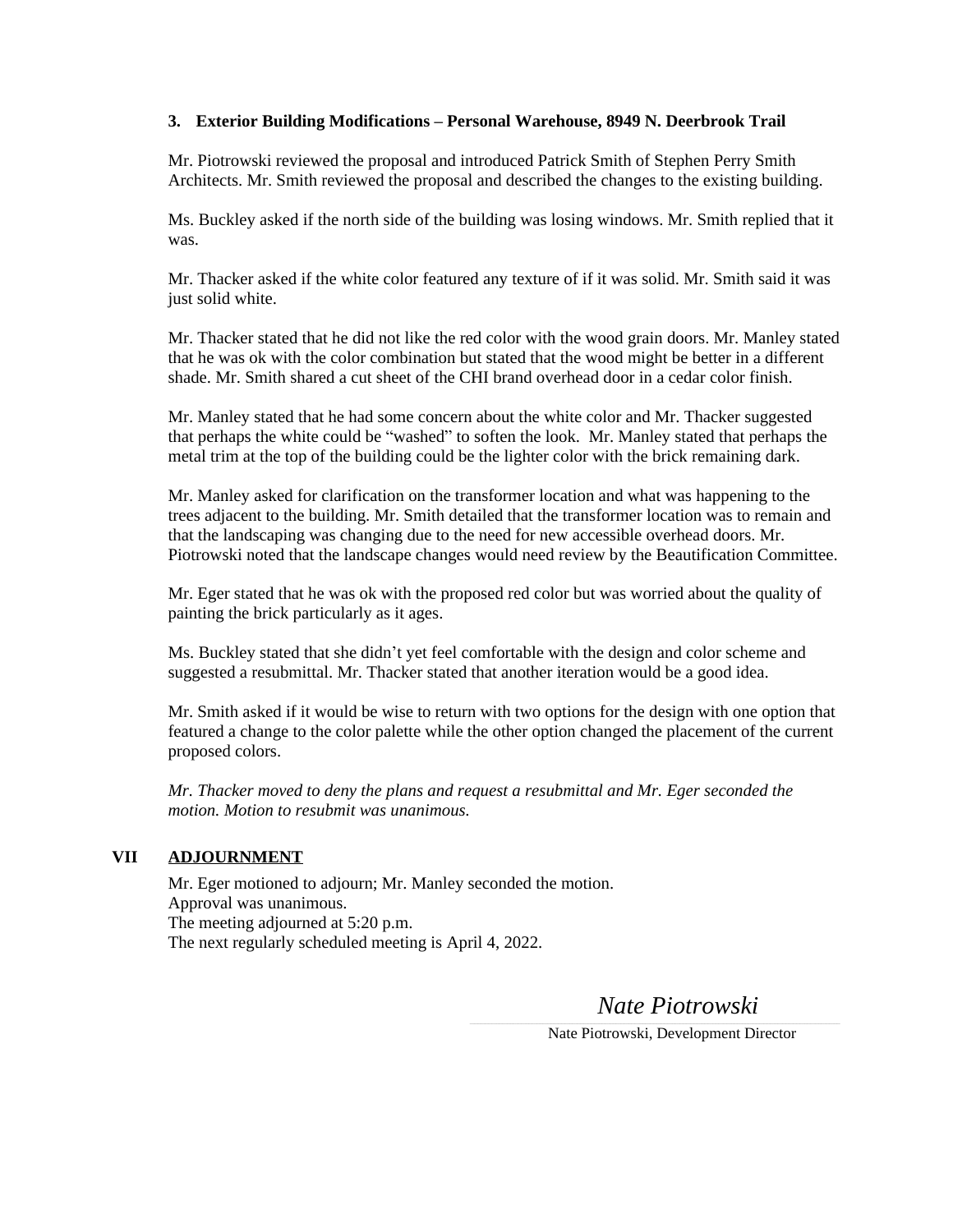### 3. Exterior Building Modifications – Personal Warehouse, 8949 N. Deerbrook Trail

Mr. Piotrowski reviewed the proposal and introduced Patrick Smith of Stephen Perry Smith Architects. Mr. Smith reviewed the proposal and described the changes to the existing building.

Ms. Buckley asked if the north side of the building was losing windows. Mr. Smith replied that it was.

Mr. Thacker asked if the white color featured any texture of if it was solid. Mr. Smith said it was just solid white.

Mr. Thacker stated that he did not like the red color with the wood grain doors. Mr. Manley stated that he was ok with the color combination but stated that the wood might be better in a different shade. Mr. Smith shared a cut sheet of the CHI brand overhead door in a cedar color finish.

Mr. Manley stated that he had some concern about the white color and Mr. Thacker suggested that perhaps the white could be "washed" to soften the look. Mr. Manley stated that perhaps the metal trim at the top of the building could be the lighter color with the brick remaining dark.

Mr. Manley asked for clarification on the transformer location and what was happening to the trees adjacent to the building. Mr. Smith detailed that the transformer location was to remain and that the landscaping was changing due to the need for new accessible overhead doors. Mr. Piotrowski noted that the landscape changes would need review by the Beautification Committee.

Mr. Eger stated that he was ok with the proposed red color but was worried about the quality of painting the brick particularly as it ages.

Ms. Buckley stated that she didn't yet feel comfortable with the design and color scheme and suggested a resubmittal. Mr. Thacker stated that another iteration would be a good idea.

Mr. Smith asked if it would be wise to return with two options for the design with one option that featured a change to the color palette while the other option changed the placement of the current proposed colors.

*Mr. Thacker moved to deny the plans and request a resubmittal and Mr. Eger seconded the motion. Motion to resubmit was unanimous.*

## VII ADJOURNMENT

Mr. Eger motioned to adjourn; Mr. Manley seconded the motion.
Approval was unanimous.
The meeting adjourned at 5:20 p.m.
The next regularly scheduled meeting is April 4, 2022.

*Nate Piotrowski*

Nate Piotrowski, Development Director